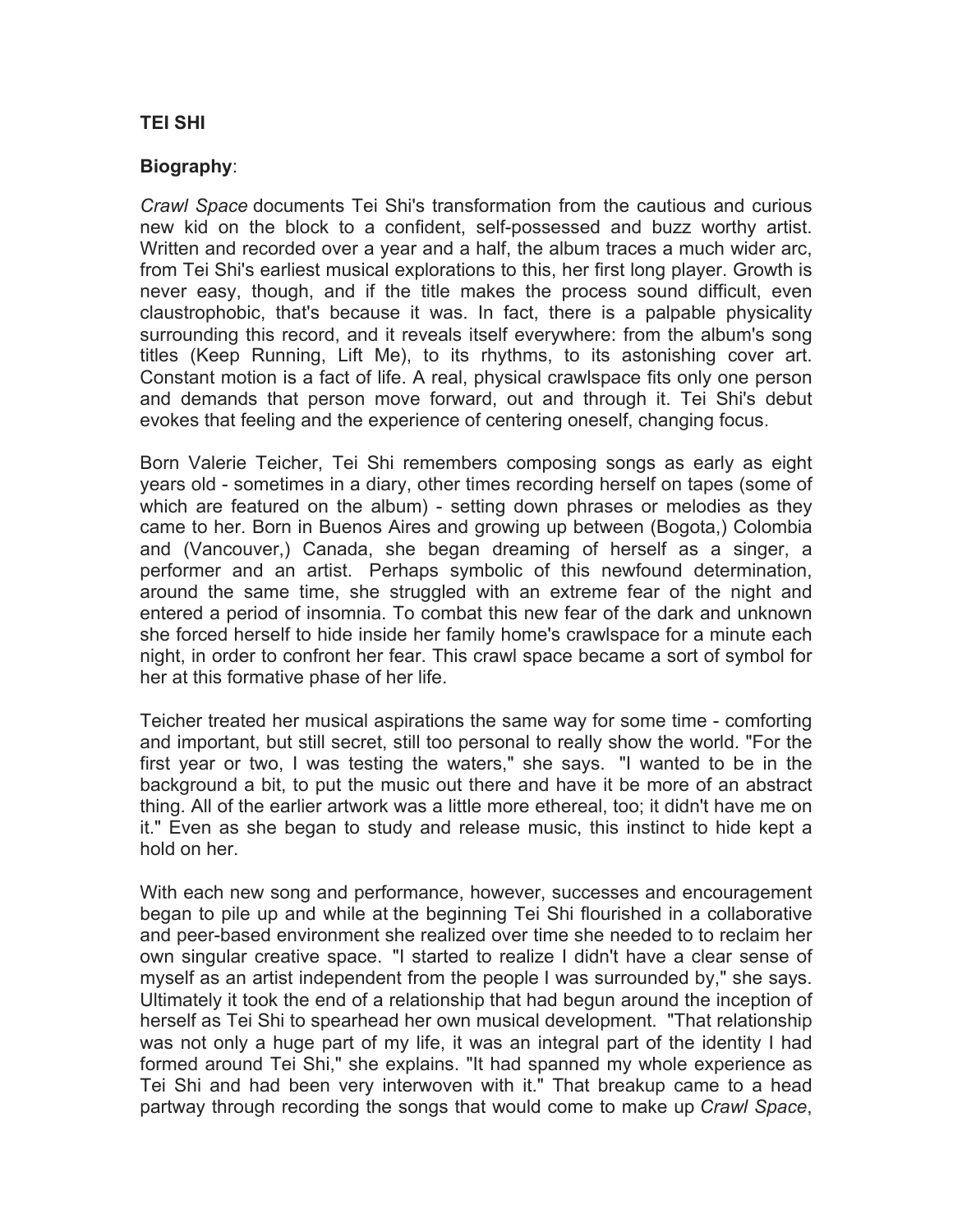**TEI SHI**

**Biography**:

*Crawl Space* documents Tei Shi's transformation from the cautious and curious new kid on the block to a confident, self-possessed and buzz worthy artist. Written and recorded over a year and a half, the album traces a much wider arc, from Tei Shi's earliest musical explorations to this, her first long player. Growth is never easy, though, and if the title makes the process sound difficult, even claustrophobic, that's because it was. In fact, there is a palpable physicality surrounding this record, and it reveals itself everywhere: from the album's song titles (Keep Running, Lift Me), to its rhythms, to its astonishing cover art. Constant motion is a fact of life. A real, physical crawlspace fits only one person and demands that person move forward, out and through it. Tei Shi's debut evokes that feeling and the experience of centering oneself, changing focus.

Born Valerie Teicher, Tei Shi remembers composing songs as early as eight years old - sometimes in a diary, other times recording herself on tapes (some of which are featured on the album) - setting down phrases or melodies as they came to her. Born in Buenos Aires and growing up between (Bogota,) Colombia and (Vancouver,) Canada, she began dreaming of herself as a singer, a performer and an artist. Perhaps symbolic of this newfound determination, around the same time, she struggled with an extreme fear of the night and entered a period of insomnia. To combat this new fear of the dark and unknown she forced herself to hide inside her family home's crawlspace for a minute each night, in order to confront her fear. This crawl space became a sort of symbol for her at this formative phase of her life.

Teicher treated her musical aspirations the same way for some time - comforting and important, but still secret, still too personal to really show the world. "For the first year or two, I was testing the waters," she says. "I wanted to be in the background a bit, to put the music out there and have it be more of an abstract thing. All of the earlier artwork was a little more ethereal, too; it didn't have me on it." Even as she began to study and release music, this instinct to hide kept a hold on her.

With each new song and performance, however, successes and encouragement began to pile up and while at the beginning Tei Shi flourished in a collaborative and peer-based environment she realized over time she needed to to reclaim her own singular creative space. "I started to realize I didn't have a clear sense of myself as an artist independent from the people I was surrounded by," she says. Ultimately it took the end of a relationship that had begun around the inception of herself as Tei Shi to spearhead her own musical development. "That relationship was not only a huge part of my life, it was an integral part of the identity I had formed around Tei Shi," she explains. "It had spanned my whole experience as Tei Shi and had been very interwoven with it." That breakup came to a head partway through recording the songs that would come to make up *Crawl Space*,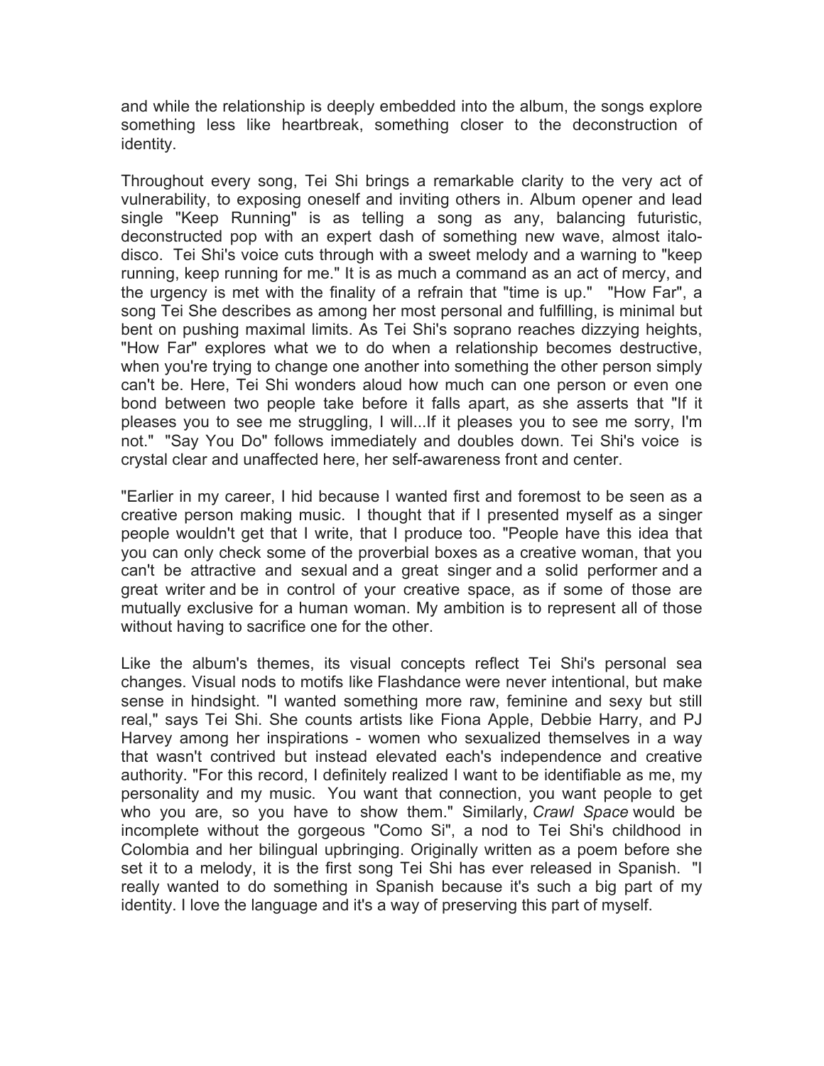and while the relationship is deeply embedded into the album, the songs explore something less like heartbreak, something closer to the deconstruction of identity.

Throughout every song, Tei Shi brings a remarkable clarity to the very act of vulnerability, to exposing oneself and inviting others in. Album opener and lead single "Keep Running" is as telling a song as any, balancing futuristic, deconstructed pop with an expert dash of something new wave, almost italo-disco. Tei Shi's voice cuts through with a sweet melody and a warning to "keep running, keep running for me." It is as much a command as an act of mercy, and the urgency is met with the finality of a refrain that "time is up." "How Far", a song Tei She describes as among her most personal and fulfilling, is minimal but bent on pushing maximal limits. As Tei Shi's soprano reaches dizzying heights, "How Far" explores what we to do when a relationship becomes destructive, when you're trying to change one another into something the other person simply can't be. Here, Tei Shi wonders aloud how much can one person or even one bond between two people take before it falls apart, as she asserts that "If it pleases you to see me struggling, I will...If it pleases you to see me sorry, I'm not." "Say You Do" follows immediately and doubles down. Tei Shi's voice is crystal clear and unaffected here, her self-awareness front and center.

"Earlier in my career, I hid because I wanted first and foremost to be seen as a creative person making music. I thought that if I presented myself as a singer people wouldn't get that I write, that I produce too. "People have this idea that you can only check some of the proverbial boxes as a creative woman, that you can't be attractive and sexual and a great singer and a solid performer and a great writer and be in control of your creative space, as if some of those are mutually exclusive for a human woman. My ambition is to represent all of those without having to sacrifice one for the other.

Like the album's themes, its visual concepts reflect Tei Shi's personal sea changes. Visual nods to motifs like Flashdance were never intentional, but make sense in hindsight. "I wanted something more raw, feminine and sexy but still real," says Tei Shi. She counts artists like Fiona Apple, Debbie Harry, and PJ Harvey among her inspirations - women who sexualized themselves in a way that wasn't contrived but instead elevated each's independence and creative authority. "For this record, I definitely realized I want to be identifiable as me, my personality and my music. You want that connection, you want people to get who you are, so you have to show them." Similarly, *Crawl Space* would be incomplete without the gorgeous "Como Si", a nod to Tei Shi's childhood in Colombia and her bilingual upbringing. Originally written as a poem before she set it to a melody, it is the first song Tei Shi has ever released in Spanish. "I really wanted to do something in Spanish because it's such a big part of my identity. I love the language and it's a way of preserving this part of myself.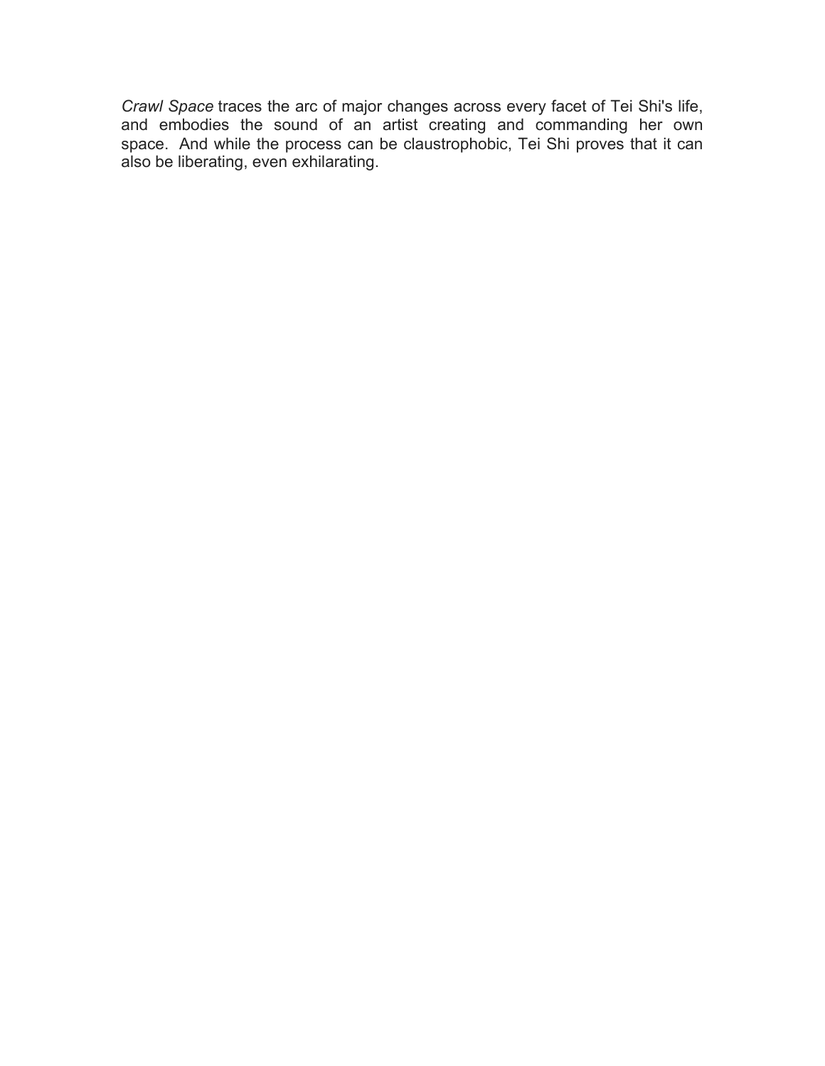*Crawl Space* traces the arc of major changes across every facet of Tei Shi's life, and embodies the sound of an artist creating and commanding her own space. And while the process can be claustrophobic, Tei Shi proves that it can also be liberating, even exhilarating.